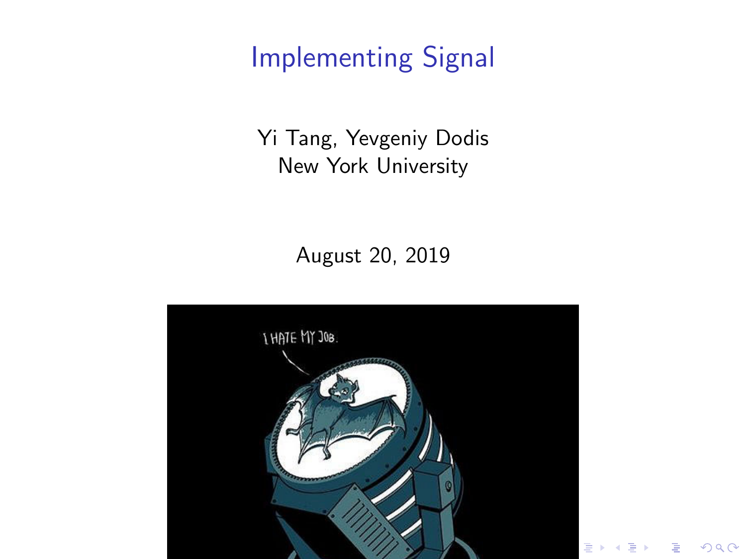# Implementing Signal

Yi Tang, Yevgeniy Dodis
New York University

August 20, 2019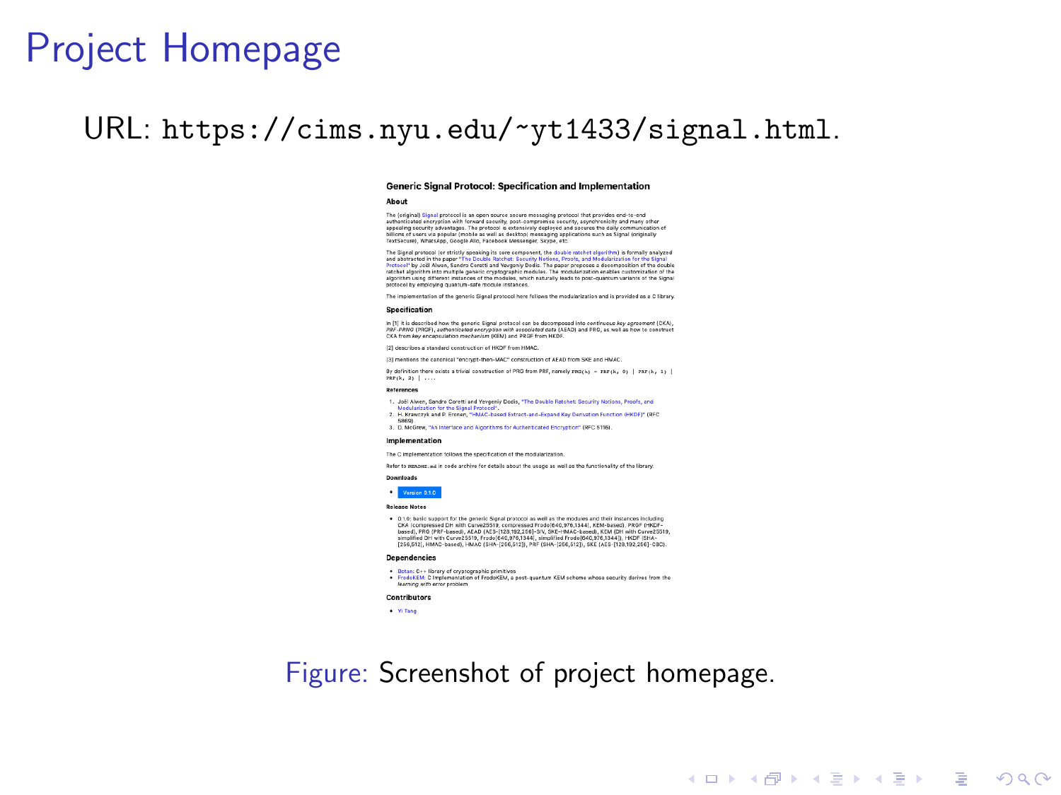# Project Homepage

URL: `https://cims.nyu.edu/~yt1433/signal.html`.

Figure: Screenshot of project homepage.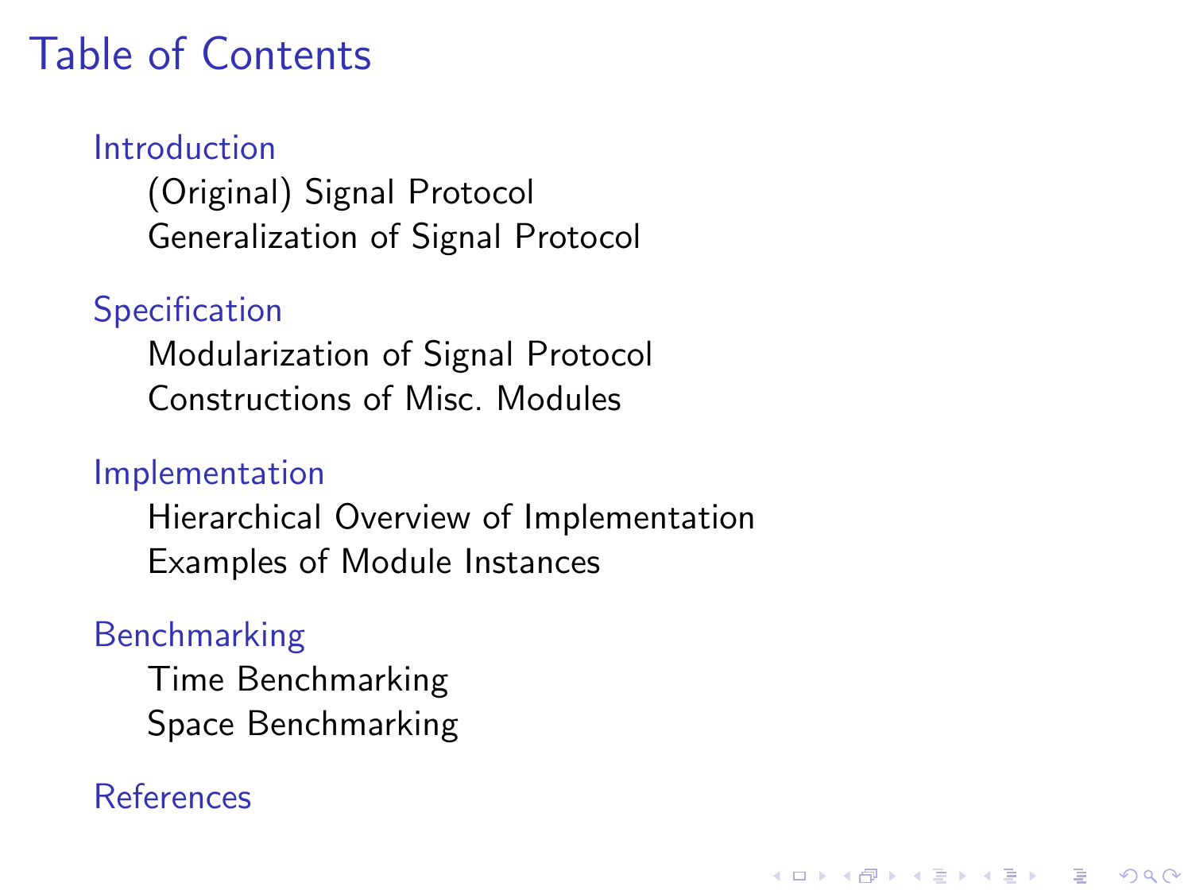# Table of Contents

- Introduction
  - (Original) Signal Protocol
  - Generalization of Signal Protocol
- Specification
  - Modularization of Signal Protocol
  - Constructions of Misc. Modules
- Implementation
  - Hierarchical Overview of Implementation
  - Examples of Module Instances
- Benchmarking
  - Time Benchmarking
  - Space Benchmarking
- References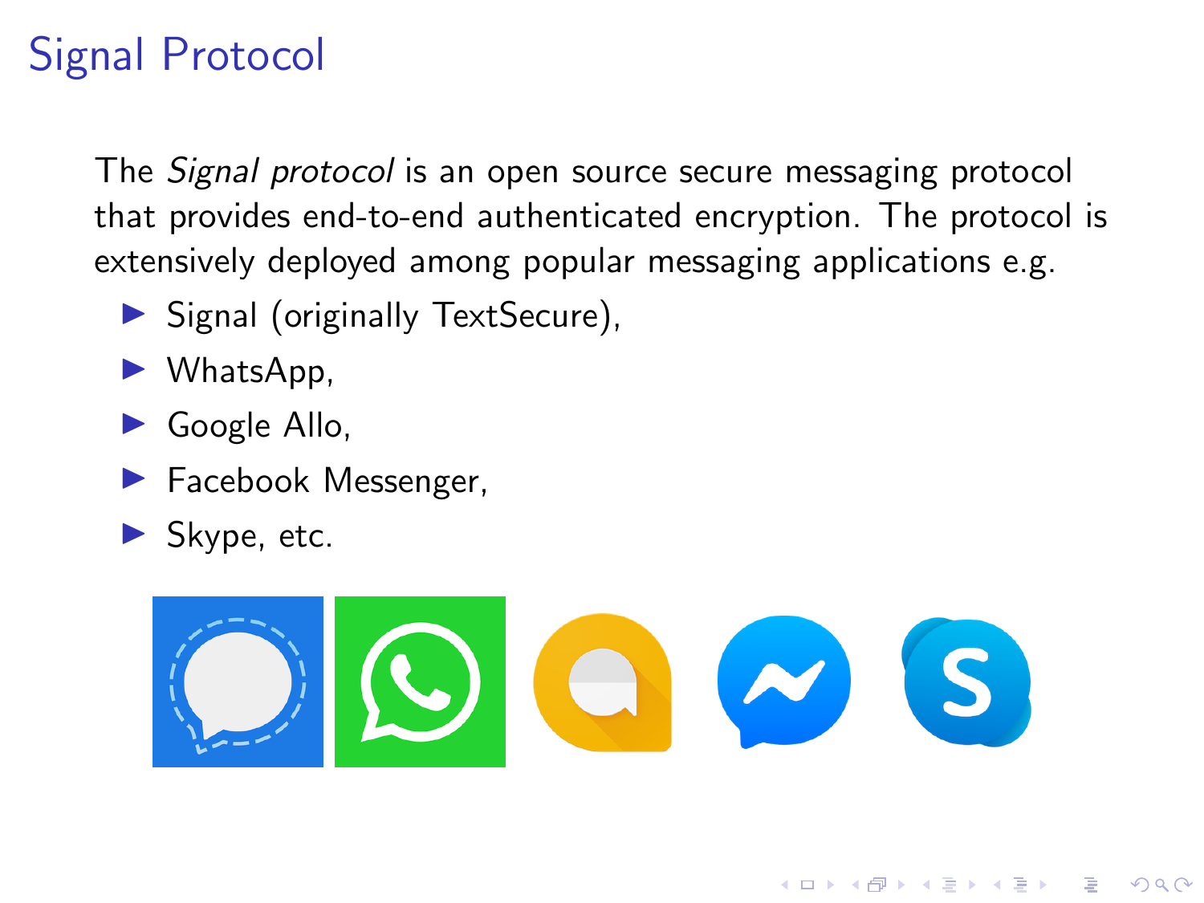# Signal Protocol

The *Signal protocol* is an open source secure messaging protocol that provides end-to-end authenticated encryption. The protocol is extensively deployed among popular messaging applications e.g.

- Signal (originally TextSecure),
- WhatsApp,
- Google Allo,
- Facebook Messenger,
- Skype, etc.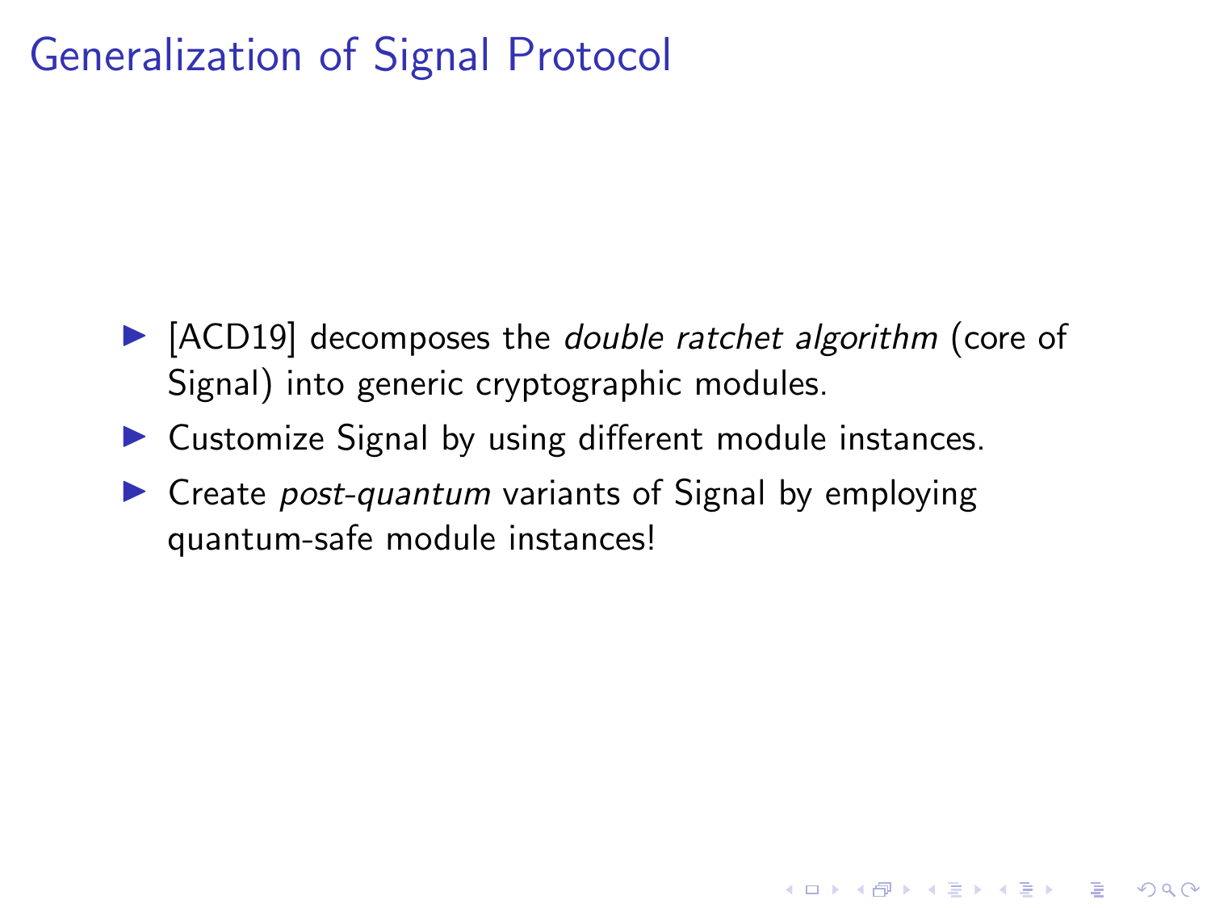# Generalization of Signal Protocol

- [ACD19] decomposes the *double ratchet algorithm* (core of Signal) into generic cryptographic modules.
- Customize Signal by using different module instances.
- Create *post-quantum* variants of Signal by employing quantum-safe module instances!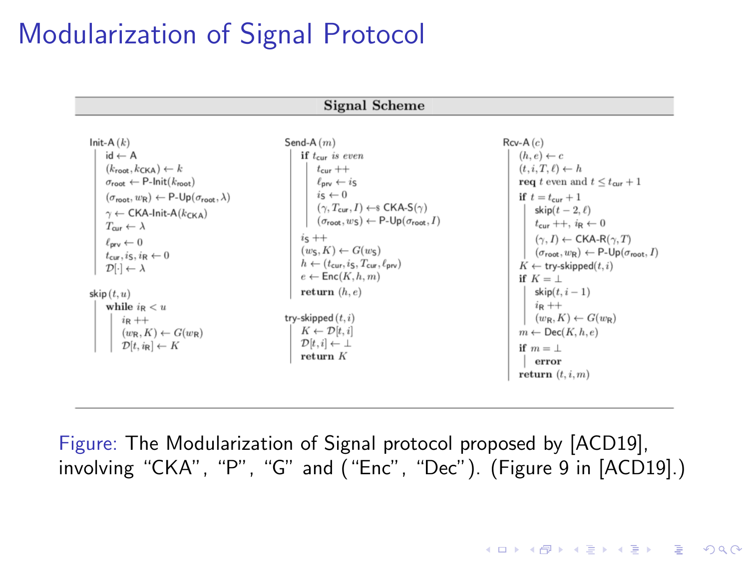# Modularization of Signal Protocol

**Signal Scheme**

```
Init-A (k)
    id ← A
    (k_root, k_CKA) ← k
    σ_root ← P-Init(k_root)
    (σ_root, w_R) ← P-Up(σ_root, λ)
    γ ← CKA-Init-A(k_CKA)
    T_cur ← λ
    ℓ_prv ← 0
    t_cur, i_S, i_R ← 0
    D[·] ← λ

skip (t, u)
    while i_R < u
        i_R ++
        (w_R, K) ← G(w_R)
        D[t, i_R] ← K

Send-A (m)
    if t_cur is even
        t_cur ++
        ℓ_prv ← i_S
        i_S ← 0
        (γ, T_cur, I) ←$ CKA-S(γ)
        (σ_root, w_S) ← P-Up(σ_root, I)
    i_S ++
    (w_S, K) ← G(w_S)
    h ← (t_cur, i_S, T_cur, ℓ_prv)
    e ← Enc(K, h, m)
    return (h, e)

try-skipped (t, i)
    K ← D[t, i]
    D[t, i] ← ⊥
    return K

Rcv-A (c)
    (h, e) ← c
    (t, i, T, ℓ) ← h
    req t even and t ≤ t_cur + 1
    if t = t_cur + 1
        skip(t − 2, ℓ)
        t_cur ++, i_R ← 0
        (γ, I) ← CKA-R(γ, T)
        (σ_root, w_R) ← P-Up(σ_root, I)
    K ← try-skipped(t, i)
    if K = ⊥
        skip(t, i − 1)
        i_R ++
        (w_R, K) ← G(w_R)
    m ← Dec(K, h, e)
    if m = ⊥
        error
    return (t, i, m)
```

Figure: The Modularization of Signal protocol proposed by [ACD19], involving "CKA", "P", "G" and ("Enc", "Dec"). (Figure 9 in [ACD19].)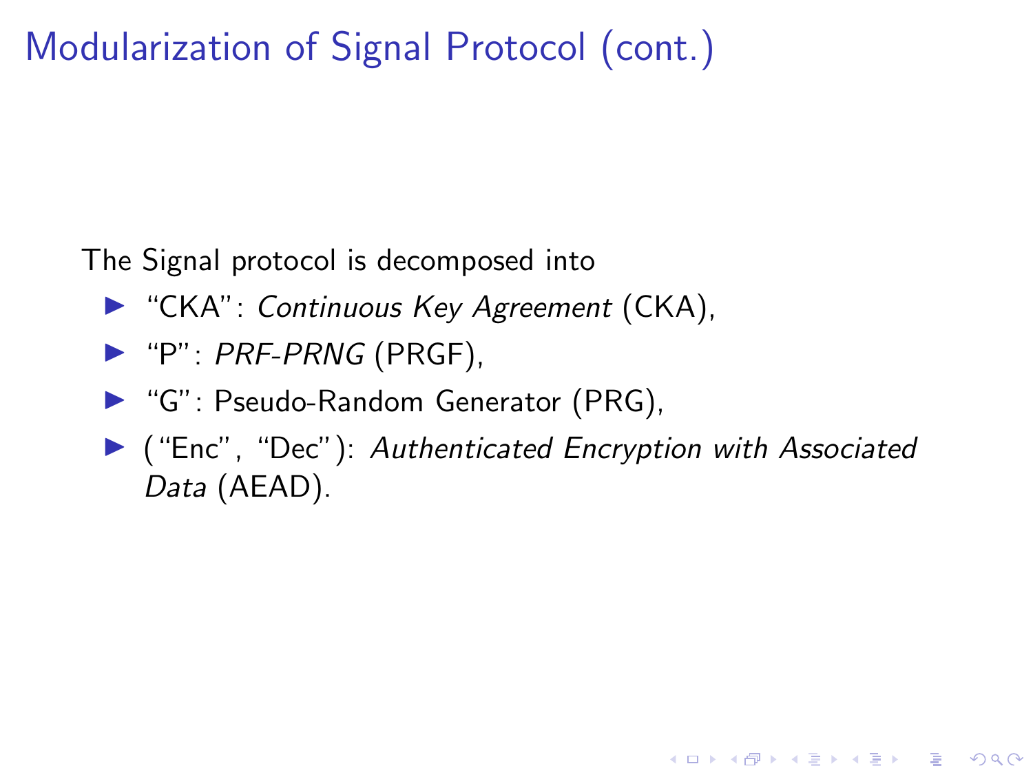# Modularization of Signal Protocol (cont.)

The Signal protocol is decomposed into

- "CKA": *Continuous Key Agreement* (CKA),
- "P": *PRF-PRNG* (PRGF),
- "G": Pseudo-Random Generator (PRG),
- ("Enc", "Dec"): *Authenticated Encryption with Associated Data* (AEAD).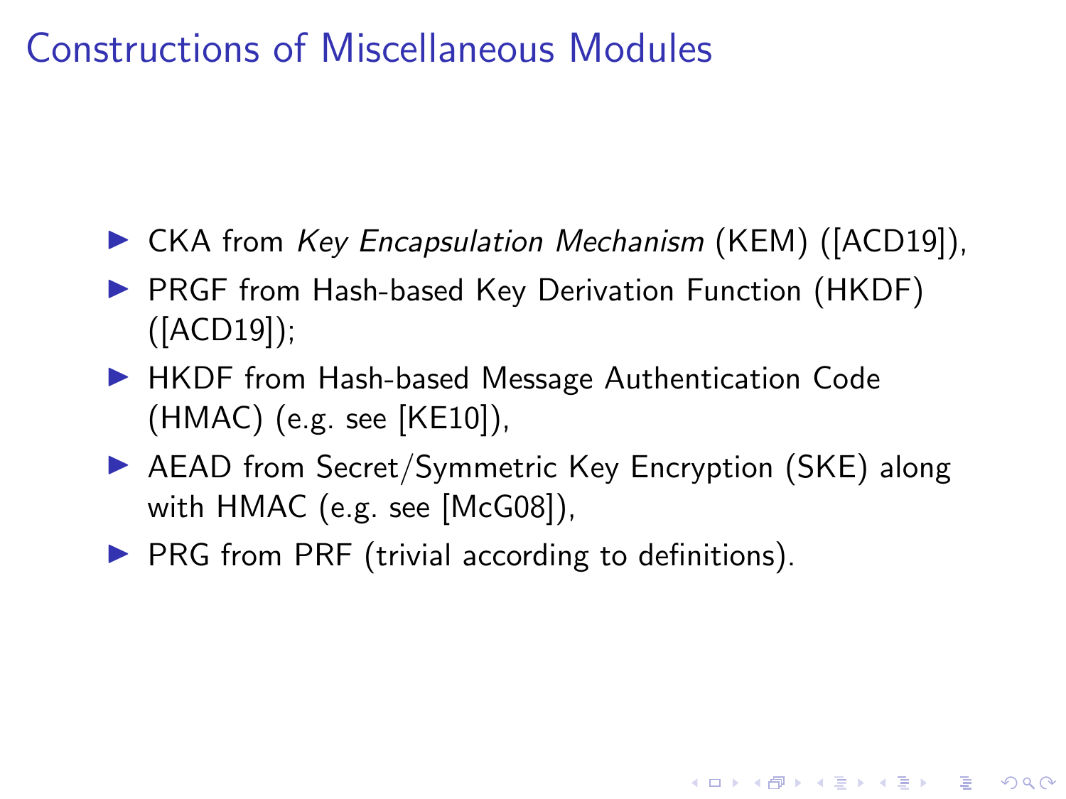# Constructions of Miscellaneous Modules

- CKA from *Key Encapsulation Mechanism* (KEM) ([ACD19]),
- PRGF from Hash-based Key Derivation Function (HKDF) ([ACD19]);
- HKDF from Hash-based Message Authentication Code (HMAC) (e.g. see [KE10]),
- AEAD from Secret/Symmetric Key Encryption (SKE) along with HMAC (e.g. see [McG08]),
- PRG from PRF (trivial according to definitions).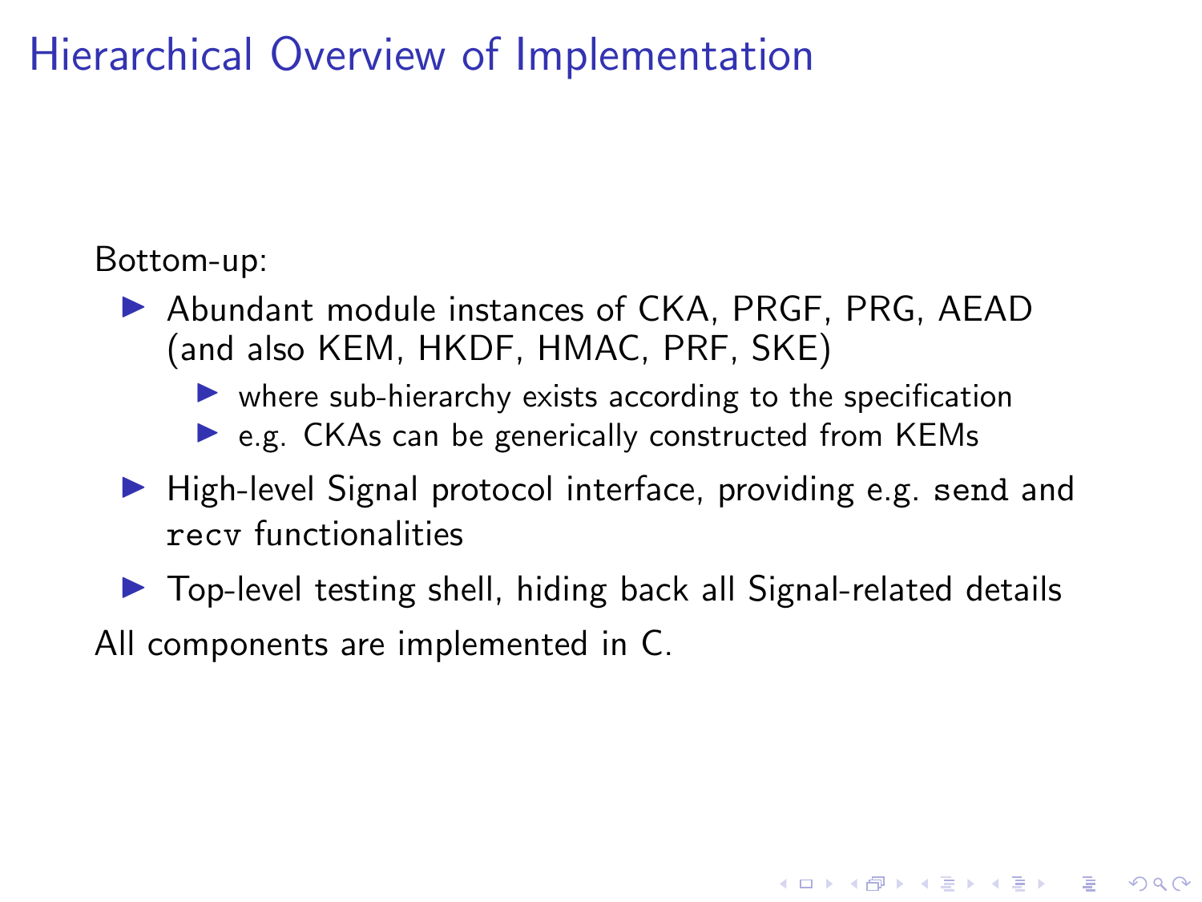# Hierarchical Overview of Implementation

Bottom-up:

- Abundant module instances of CKA, PRGF, PRG, AEAD (and also KEM, HKDF, HMAC, PRF, SKE)
  - where sub-hierarchy exists according to the specification
  - e.g. CKAs can be generically constructed from KEMs
- High-level Signal protocol interface, providing e.g. `send` and `recv` functionalities
- Top-level testing shell, hiding back all Signal-related details

All components are implemented in C.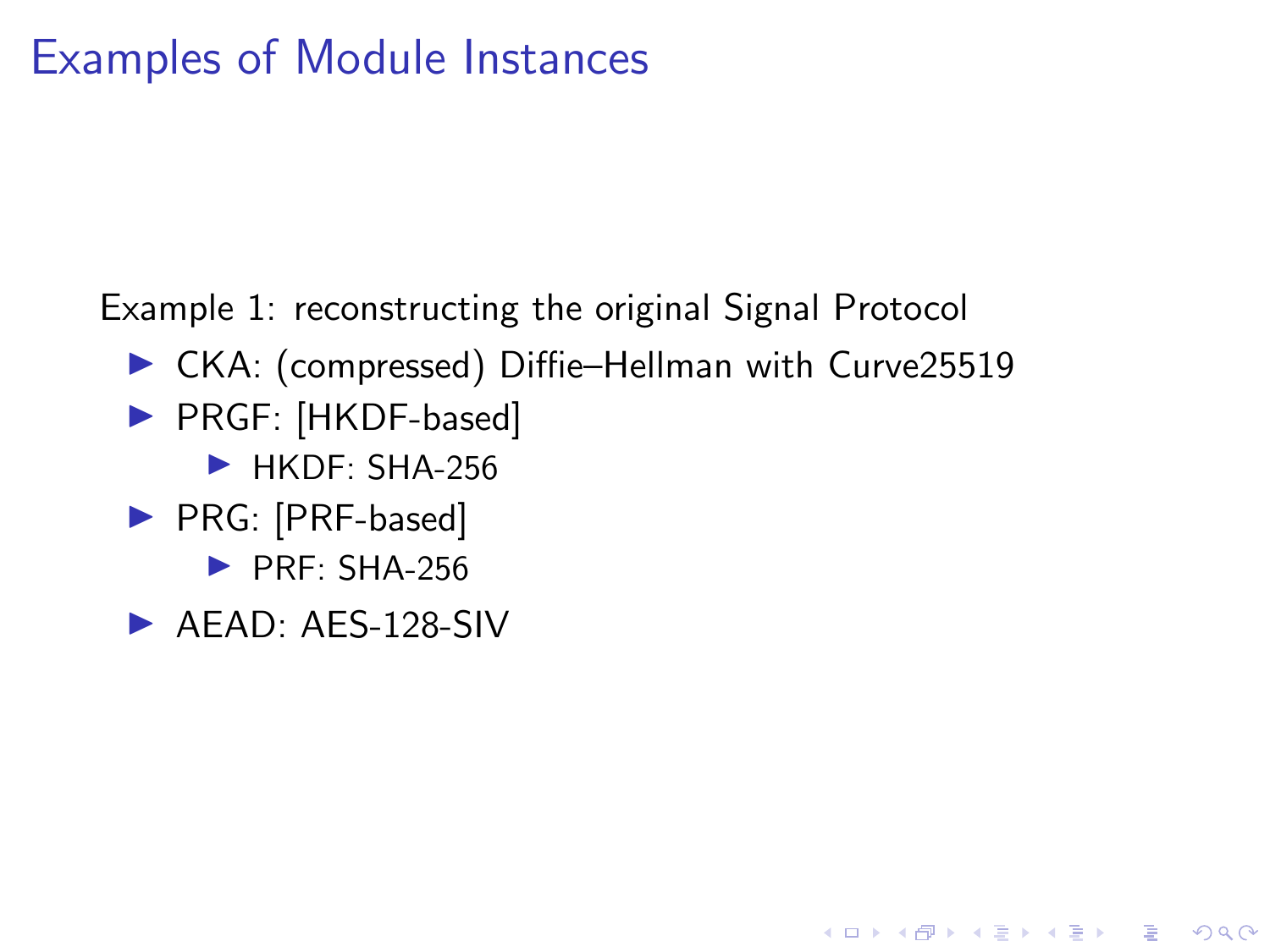# Examples of Module Instances

Example 1: reconstructing the original Signal Protocol

- CKA: (compressed) Diffie–Hellman with Curve25519
- PRGF: [HKDF-based]
  - HKDF: SHA-256
- PRG: [PRF-based]
  - PRF: SHA-256
- AEAD: AES-128-SIV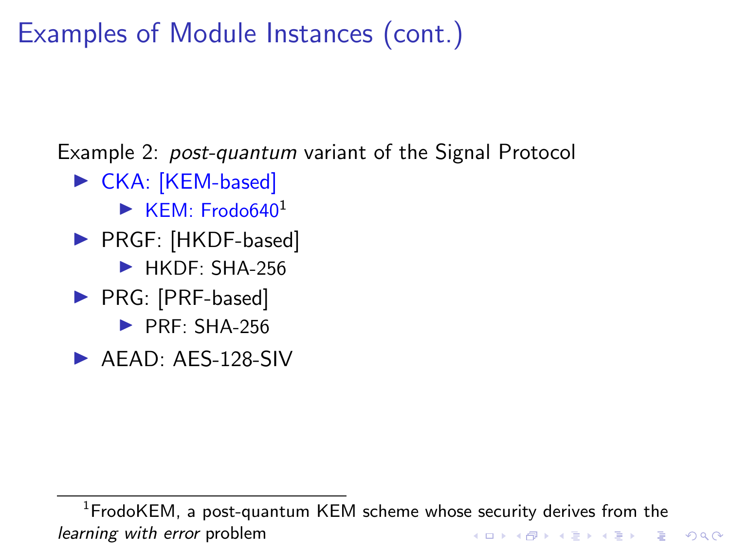# Examples of Module Instances (cont.)

Example 2: *post-quantum* variant of the Signal Protocol

- CKA: [KEM-based]
  - KEM: Frodo640[1]
- PRGF: [HKDF-based]
  - HKDF: SHA-256
- PRG: [PRF-based]
  - PRF: SHA-256
- AEAD: AES-128-SIV

[1] FrodoKEM, a post-quantum KEM scheme whose security derives from the *learning with error* problem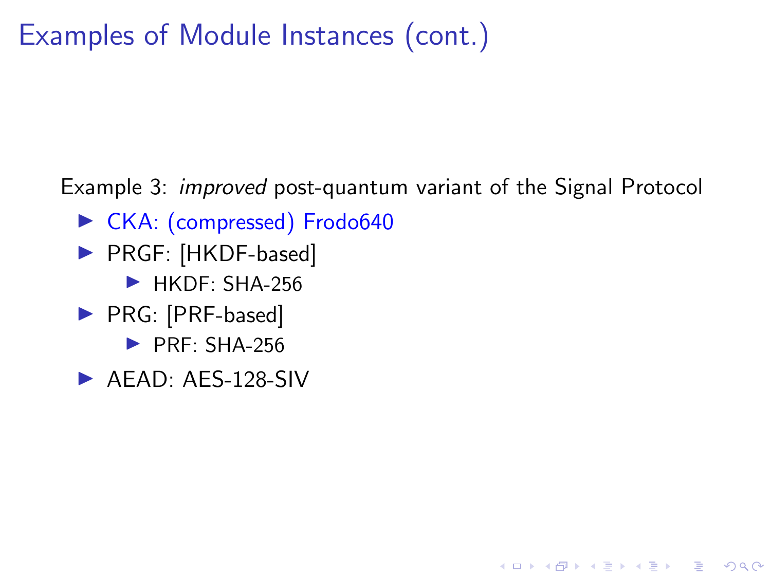# Examples of Module Instances (cont.)

Example 3: *improved* post-quantum variant of the Signal Protocol

- CKA: (compressed) Frodo640
- PRGF: [HKDF-based]
  - HKDF: SHA-256
- PRG: [PRF-based]
  - PRF: SHA-256
- AEAD: AES-128-SIV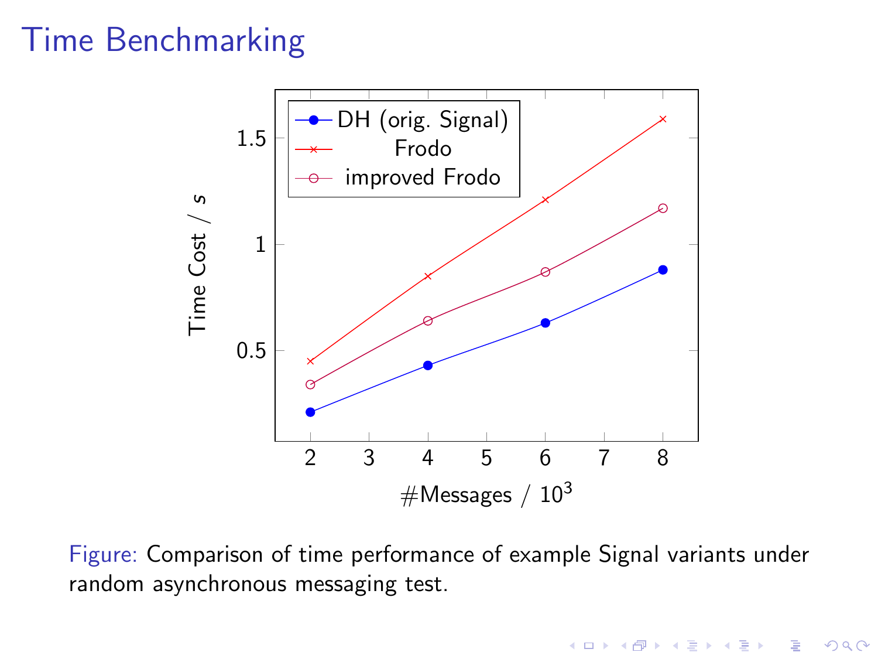# Time Benchmarking

Figure: Comparison of time performance of example Signal variants under random asynchronous messaging test.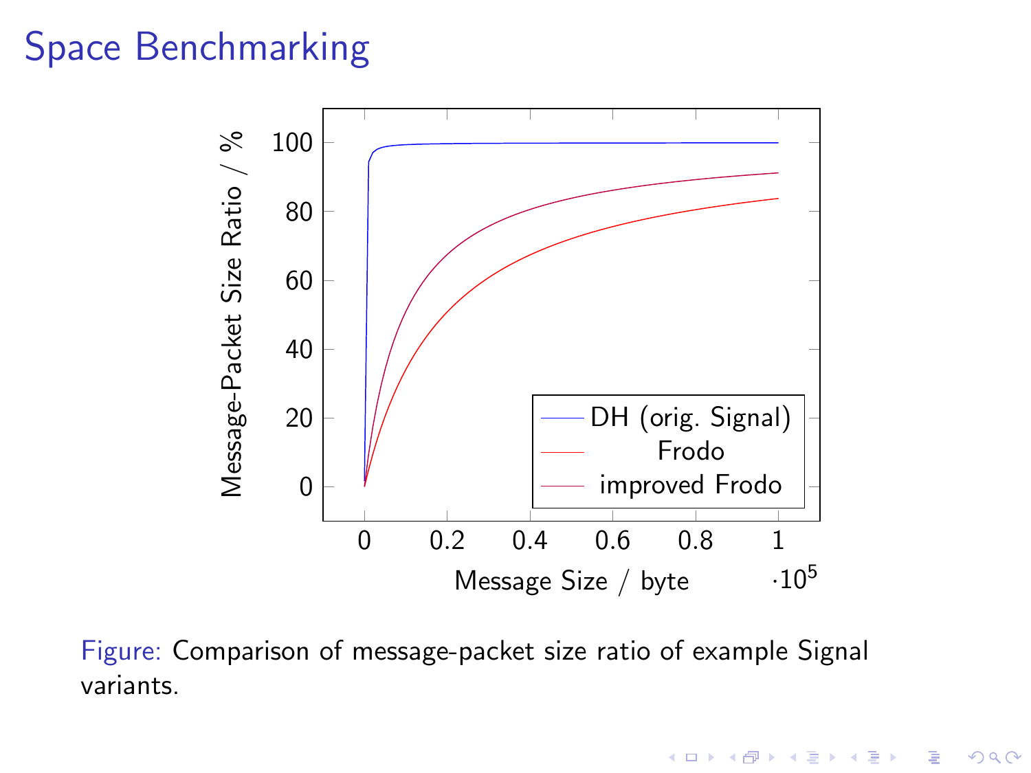# Space Benchmarking

Figure: Comparison of message-packet size ratio of example Signal variants.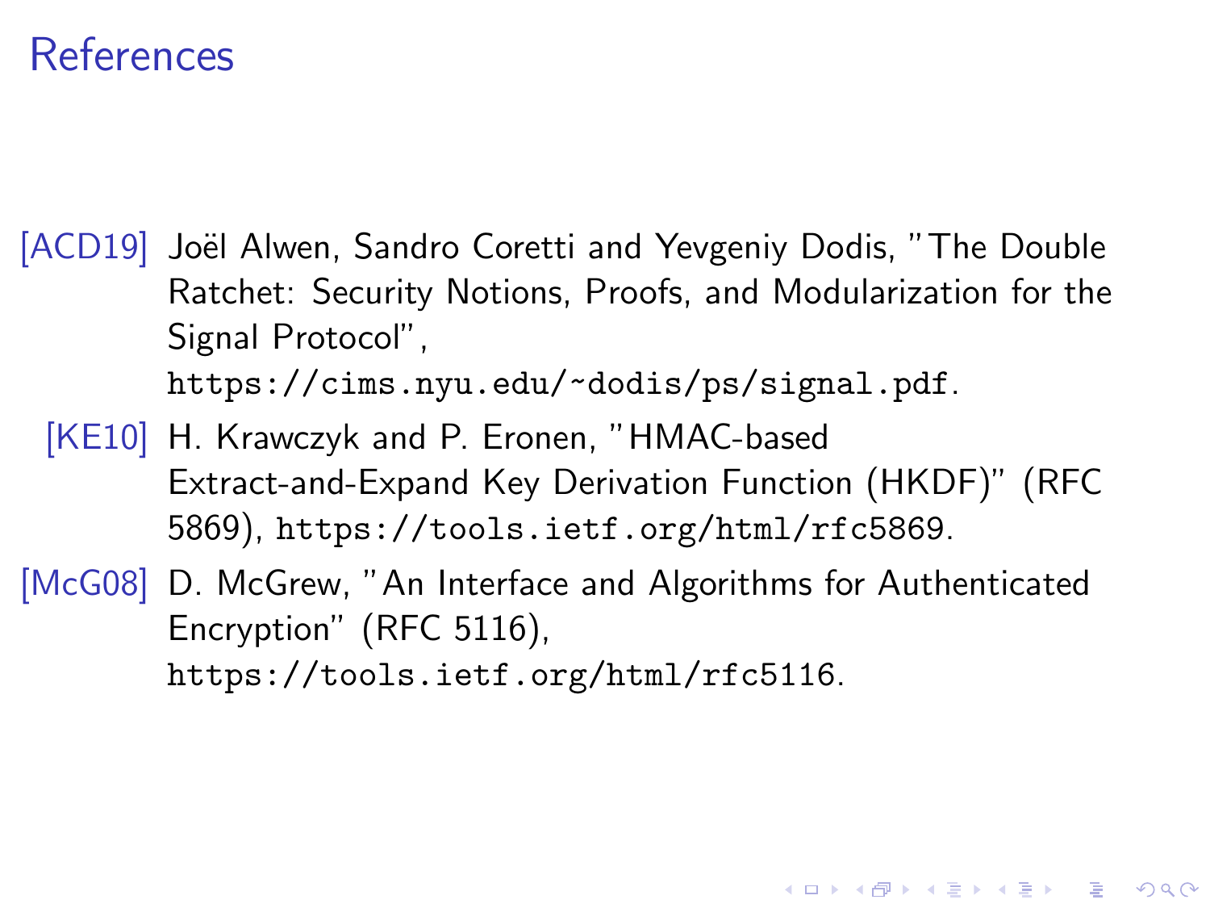# References

[ACD19] Joël Alwen, Sandro Coretti and Yevgeniy Dodis, "The Double Ratchet: Security Notions, Proofs, and Modularization for the Signal Protocol", https://cims.nyu.edu/~dodis/ps/signal.pdf.

[KE10] H. Krawczyk and P. Eronen, "HMAC-based Extract-and-Expand Key Derivation Function (HKDF)" (RFC 5869), https://tools.ietf.org/html/rfc5869.

[McG08] D. McGrew, "An Interface and Algorithms for Authenticated Encryption" (RFC 5116), https://tools.ietf.org/html/rfc5116.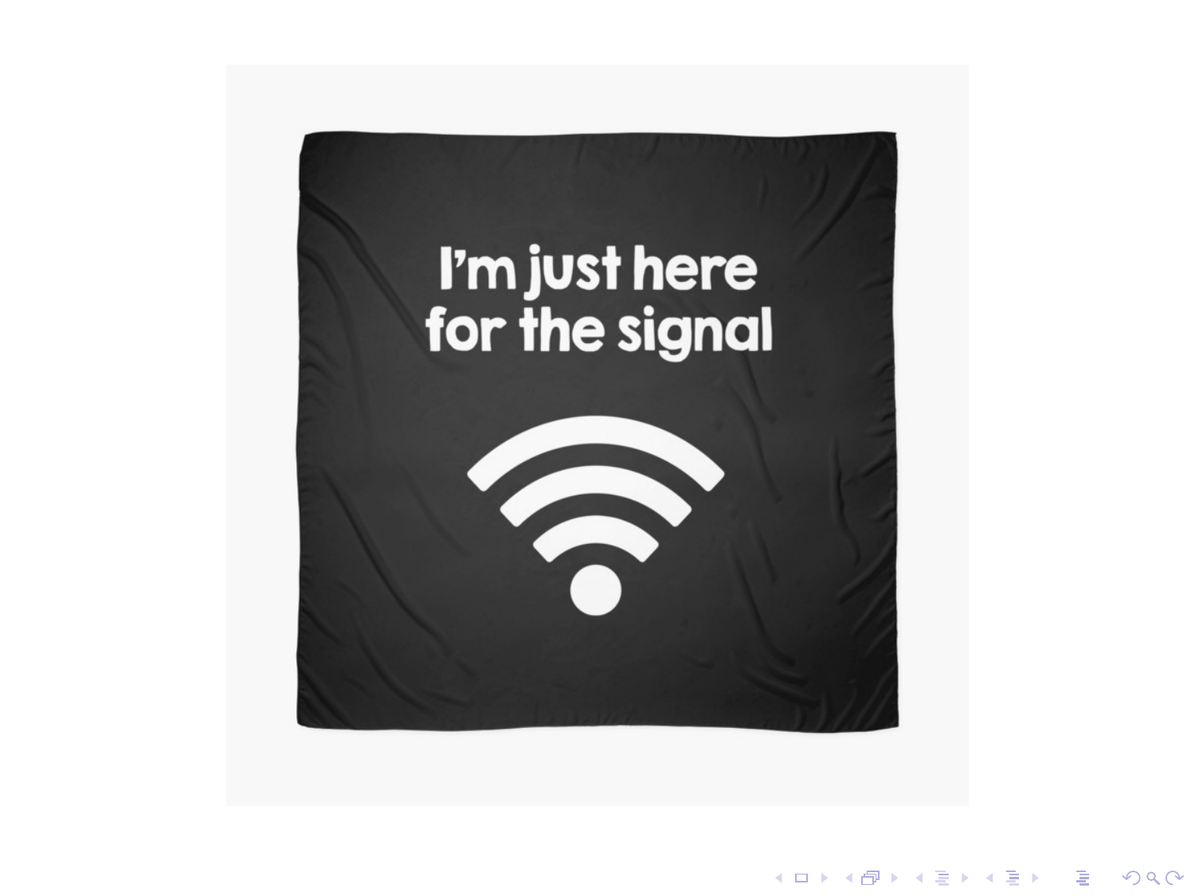I'm just here for the signal